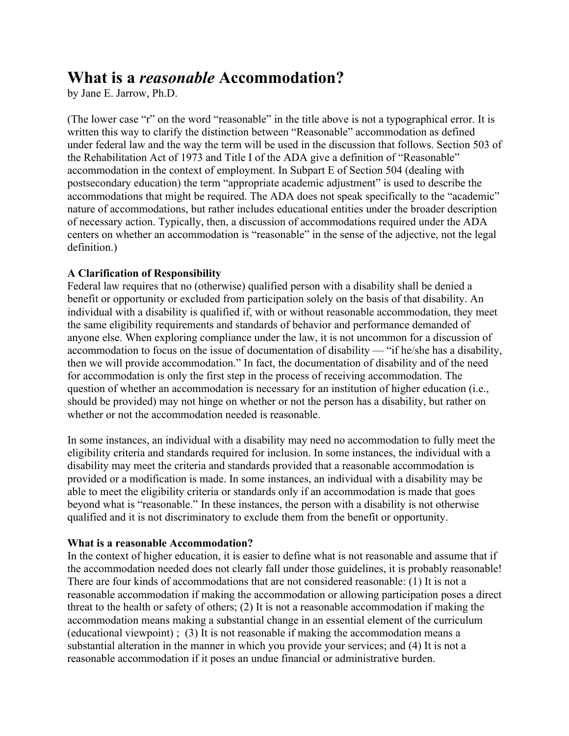# What is a *reasonable* Accommodation?

by Jane E. Jarrow, Ph.D.

(The lower case "r" on the word "reasonable" in the title above is not a typographical error. It is written this way to clarify the distinction between "Reasonable" accommodation as defined under federal law and the way the term will be used in the discussion that follows. Section 503 of the Rehabilitation Act of 1973 and Title I of the ADA give a definition of "Reasonable" accommodation in the context of employment. In Subpart E of Section 504 (dealing with postsecondary education) the term "appropriate academic adjustment" is used to describe the accommodations that might be required. The ADA does not speak specifically to the "academic" nature of accommodations, but rather includes educational entities under the broader description of necessary action. Typically, then, a discussion of accommodations required under the ADA centers on whether an accommodation is "reasonable" in the sense of the adjective, not the legal definition.)

**A Clarification of Responsibility**

Federal law requires that no (otherwise) qualified person with a disability shall be denied a benefit or opportunity or excluded from participation solely on the basis of that disability. An individual with a disability is qualified if, with or without reasonable accommodation, they meet the same eligibility requirements and standards of behavior and performance demanded of anyone else. When exploring compliance under the law, it is not uncommon for a discussion of accommodation to focus on the issue of documentation of disability — "if he/she has a disability, then we will provide accommodation." In fact, the documentation of disability and of the need for accommodation is only the first step in the process of receiving accommodation. The question of whether an accommodation is necessary for an institution of higher education (i.e., should be provided) may not hinge on whether or not the person has a disability, but rather on whether or not the accommodation needed is reasonable.

In some instances, an individual with a disability may need no accommodation to fully meet the eligibility criteria and standards required for inclusion. In some instances, the individual with a disability may meet the criteria and standards provided that a reasonable accommodation is provided or a modification is made. In some instances, an individual with a disability may be able to meet the eligibility criteria or standards only if an accommodation is made that goes beyond what is "reasonable." In these instances, the person with a disability is not otherwise qualified and it is not discriminatory to exclude them from the benefit or opportunity.

**What is a reasonable Accommodation?**

In the context of higher education, it is easier to define what is not reasonable and assume that if the accommodation needed does not clearly fall under those guidelines, it is probably reasonable! There are four kinds of accommodations that are not considered reasonable: (1) It is not a reasonable accommodation if making the accommodation or allowing participation poses a direct threat to the health or safety of others; (2) It is not a reasonable accommodation if making the accommodation means making a substantial change in an essential element of the curriculum (educational viewpoint) ; (3) It is not reasonable if making the accommodation means a substantial alteration in the manner in which you provide your services; and (4) It is not a reasonable accommodation if it poses an undue financial or administrative burden.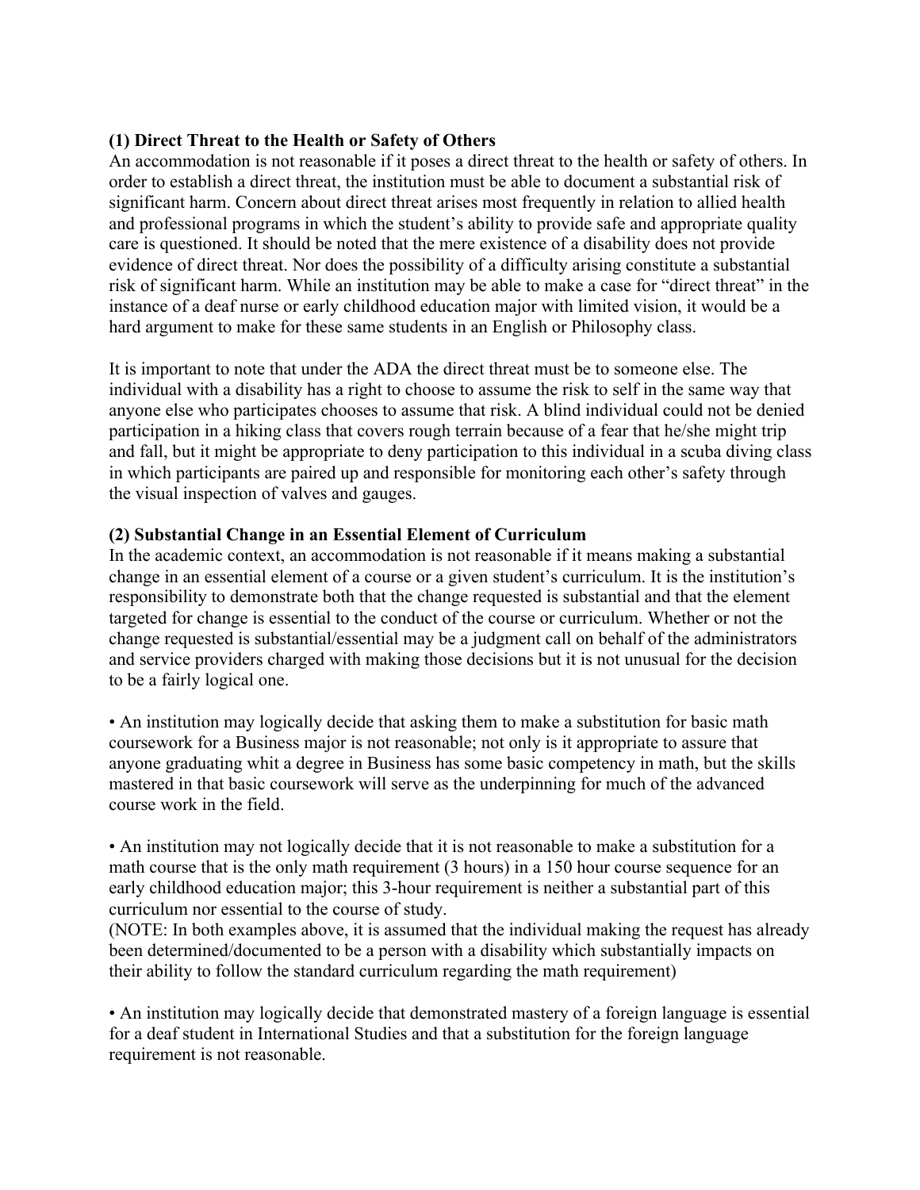**(1) Direct Threat to the Health or Safety of Others**

An accommodation is not reasonable if it poses a direct threat to the health or safety of others. In order to establish a direct threat, the institution must be able to document a substantial risk of significant harm. Concern about direct threat arises most frequently in relation to allied health and professional programs in which the student's ability to provide safe and appropriate quality care is questioned. It should be noted that the mere existence of a disability does not provide evidence of direct threat. Nor does the possibility of a difficulty arising constitute a substantial risk of significant harm. While an institution may be able to make a case for "direct threat" in the instance of a deaf nurse or early childhood education major with limited vision, it would be a hard argument to make for these same students in an English or Philosophy class.

It is important to note that under the ADA the direct threat must be to someone else. The individual with a disability has a right to choose to assume the risk to self in the same way that anyone else who participates chooses to assume that risk. A blind individual could not be denied participation in a hiking class that covers rough terrain because of a fear that he/she might trip and fall, but it might be appropriate to deny participation to this individual in a scuba diving class in which participants are paired up and responsible for monitoring each other's safety through the visual inspection of valves and gauges.

**(2) Substantial Change in an Essential Element of Curriculum**

In the academic context, an accommodation is not reasonable if it means making a substantial change in an essential element of a course or a given student's curriculum. It is the institution's responsibility to demonstrate both that the change requested is substantial and that the element targeted for change is essential to the conduct of the course or curriculum. Whether or not the change requested is substantial/essential may be a judgment call on behalf of the administrators and service providers charged with making those decisions but it is not unusual for the decision to be a fairly logical one.

• An institution may logically decide that asking them to make a substitution for basic math coursework for a Business major is not reasonable; not only is it appropriate to assure that anyone graduating whit a degree in Business has some basic competency in math, but the skills mastered in that basic coursework will serve as the underpinning for much of the advanced course work in the field.

• An institution may not logically decide that it is not reasonable to make a substitution for a math course that is the only math requirement (3 hours) in a 150 hour course sequence for an early childhood education major; this 3-hour requirement is neither a substantial part of this curriculum nor essential to the course of study.
(NOTE: In both examples above, it is assumed that the individual making the request has already been determined/documented to be a person with a disability which substantially impacts on their ability to follow the standard curriculum regarding the math requirement)

• An institution may logically decide that demonstrated mastery of a foreign language is essential for a deaf student in International Studies and that a substitution for the foreign language requirement is not reasonable.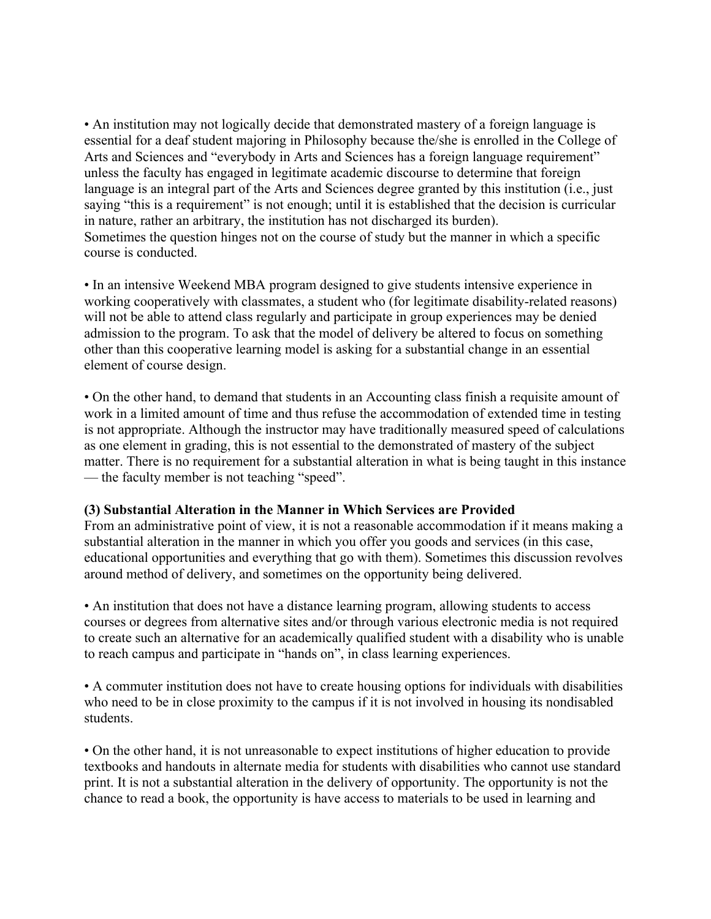• An institution may not logically decide that demonstrated mastery of a foreign language is essential for a deaf student majoring in Philosophy because the/she is enrolled in the College of Arts and Sciences and "everybody in Arts and Sciences has a foreign language requirement" unless the faculty has engaged in legitimate academic discourse to determine that foreign language is an integral part of the Arts and Sciences degree granted by this institution (i.e., just saying "this is a requirement" is not enough; until it is established that the decision is curricular in nature, rather an arbitrary, the institution has not discharged its burden).
Sometimes the question hinges not on the course of study but the manner in which a specific course is conducted.

• In an intensive Weekend MBA program designed to give students intensive experience in working cooperatively with classmates, a student who (for legitimate disability-related reasons) will not be able to attend class regularly and participate in group experiences may be denied admission to the program. To ask that the model of delivery be altered to focus on something other than this cooperative learning model is asking for a substantial change in an essential element of course design.

• On the other hand, to demand that students in an Accounting class finish a requisite amount of work in a limited amount of time and thus refuse the accommodation of extended time in testing is not appropriate. Although the instructor may have traditionally measured speed of calculations as one element in grading, this is not essential to the demonstrated of mastery of the subject matter. There is no requirement for a substantial alteration in what is being taught in this instance — the faculty member is not teaching "speed".

**(3) Substantial Alteration in the Manner in Which Services are Provided**
From an administrative point of view, it is not a reasonable accommodation if it means making a substantial alteration in the manner in which you offer you goods and services (in this case, educational opportunities and everything that go with them). Sometimes this discussion revolves around method of delivery, and sometimes on the opportunity being delivered.

• An institution that does not have a distance learning program, allowing students to access courses or degrees from alternative sites and/or through various electronic media is not required to create such an alternative for an academically qualified student with a disability who is unable to reach campus and participate in "hands on", in class learning experiences.

• A commuter institution does not have to create housing options for individuals with disabilities who need to be in close proximity to the campus if it is not involved in housing its nondisabled students.

• On the other hand, it is not unreasonable to expect institutions of higher education to provide textbooks and handouts in alternate media for students with disabilities who cannot use standard print. It is not a substantial alteration in the delivery of opportunity. The opportunity is not the chance to read a book, the opportunity is have access to materials to be used in learning and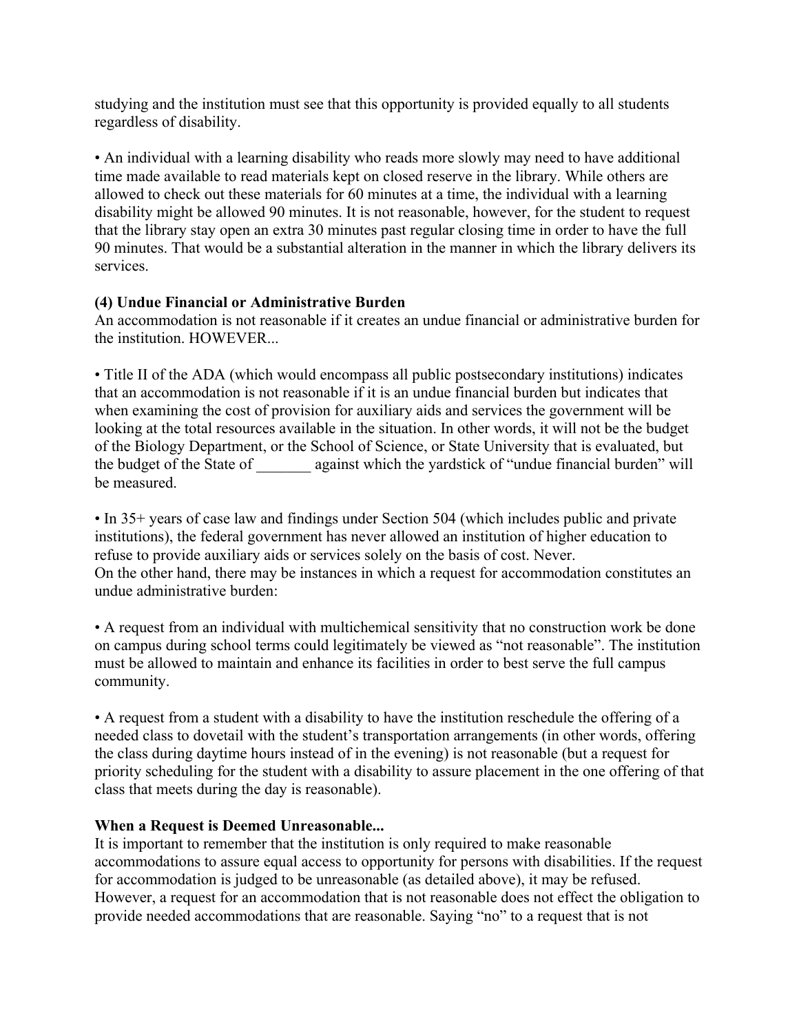studying and the institution must see that this opportunity is provided equally to all students regardless of disability.

• An individual with a learning disability who reads more slowly may need to have additional time made available to read materials kept on closed reserve in the library. While others are allowed to check out these materials for 60 minutes at a time, the individual with a learning disability might be allowed 90 minutes. It is not reasonable, however, for the student to request that the library stay open an extra 30 minutes past regular closing time in order to have the full 90 minutes. That would be a substantial alteration in the manner in which the library delivers its services.

**(4) Undue Financial or Administrative Burden**
An accommodation is not reasonable if it creates an undue financial or administrative burden for the institution. HOWEVER...

• Title II of the ADA (which would encompass all public postsecondary institutions) indicates that an accommodation is not reasonable if it is an undue financial burden but indicates that when examining the cost of provision for auxiliary aids and services the government will be looking at the total resources available in the situation. In other words, it will not be the budget of the Biology Department, or the School of Science, or State University that is evaluated, but the budget of the State of _______ against which the yardstick of "undue financial burden" will be measured.

• In 35+ years of case law and findings under Section 504 (which includes public and private institutions), the federal government has never allowed an institution of higher education to refuse to provide auxiliary aids or services solely on the basis of cost. Never.
On the other hand, there may be instances in which a request for accommodation constitutes an undue administrative burden:

• A request from an individual with multichemical sensitivity that no construction work be done on campus during school terms could legitimately be viewed as "not reasonable". The institution must be allowed to maintain and enhance its facilities in order to best serve the full campus community.

• A request from a student with a disability to have the institution reschedule the offering of a needed class to dovetail with the student's transportation arrangements (in other words, offering the class during daytime hours instead of in the evening) is not reasonable (but a request for priority scheduling for the student with a disability to assure placement in the one offering of that class that meets during the day is reasonable).

**When a Request is Deemed Unreasonable...**
It is important to remember that the institution is only required to make reasonable accommodations to assure equal access to opportunity for persons with disabilities. If the request for accommodation is judged to be unreasonable (as detailed above), it may be refused. However, a request for an accommodation that is not reasonable does not effect the obligation to provide needed accommodations that are reasonable. Saying "no" to a request that is not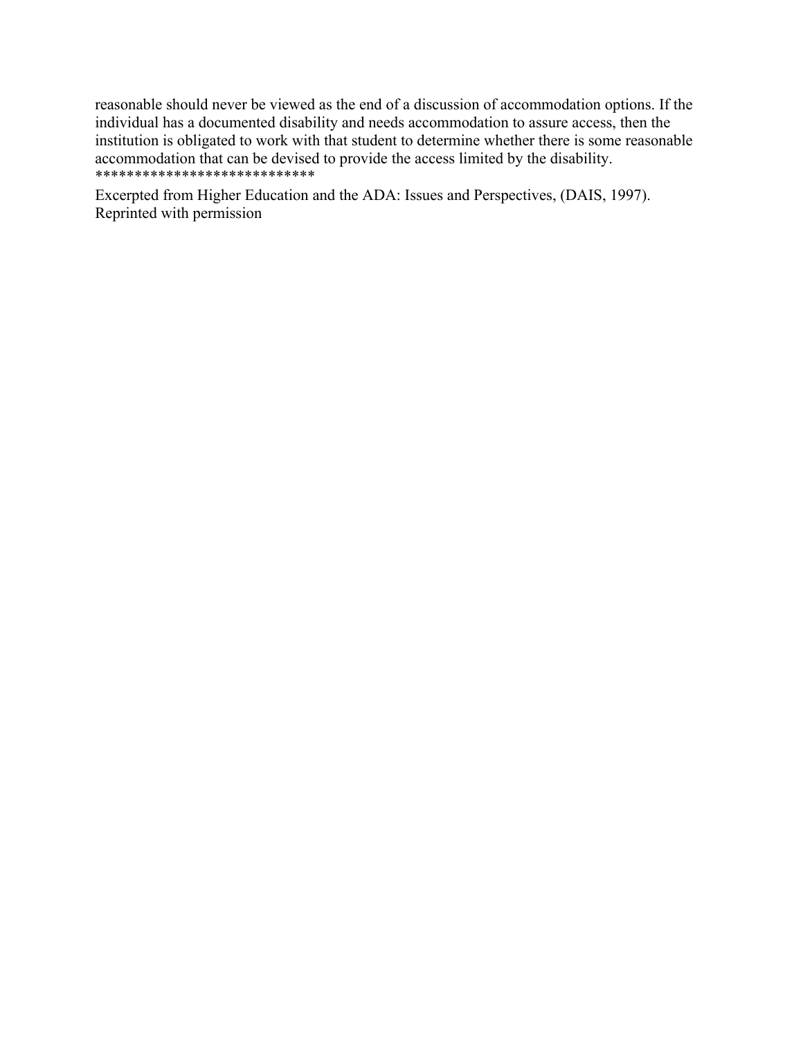reasonable should never be viewed as the end of a discussion of accommodation options. If the individual has a documented disability and needs accommodation to assure access, then the institution is obligated to work with that student to determine whether there is some reasonable accommodation that can be devised to provide the access limited by the disability.
***************************

Excerpted from Higher Education and the ADA: Issues and Perspectives, (DAIS, 1997). Reprinted with permission